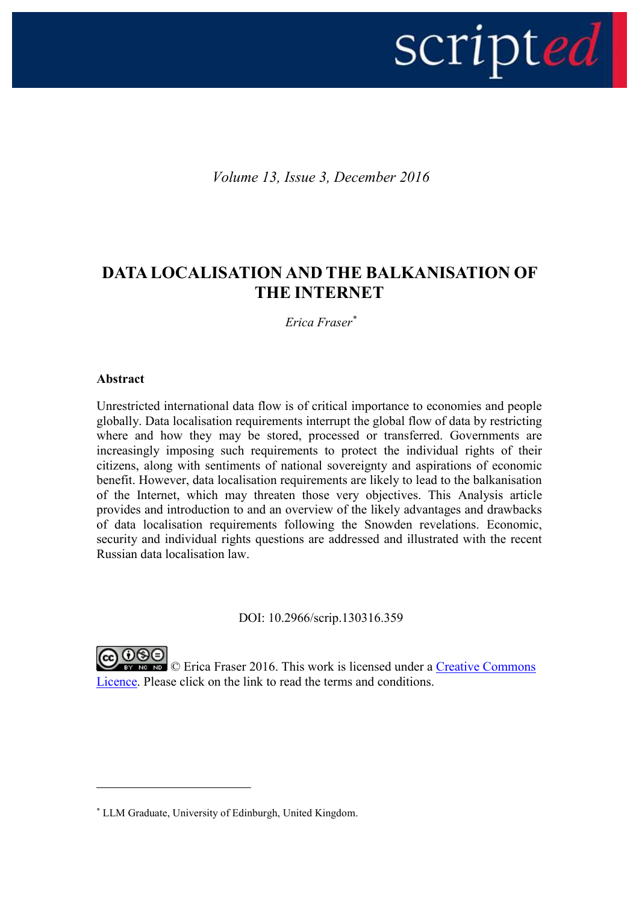*Volume 13, Issue 3, December 2016*

# DATA LOCALISATION AND THE BALKANISATION OF THE INTERNET

*Erica Fraser*[*]

### Abstract

Unrestricted international data flow is of critical importance to economies and people globally. Data localisation requirements interrupt the global flow of data by restricting where and how they may be stored, processed or transferred. Governments are increasingly imposing such requirements to protect the individual rights of their citizens, along with sentiments of national sovereignty and aspirations of economic benefit. However, data localisation requirements are likely to lead to the balkanisation of the Internet, which may threaten those very objectives. This Analysis article provides and introduction to and an overview of the likely advantages and drawbacks of data localisation requirements following the Snowden revelations. Economic, security and individual rights questions are addressed and illustrated with the recent Russian data localisation law.

DOI: 10.2966/scrip.130316.359

© Erica Fraser 2016. This work is licensed under a Creative Commons Licence. Please click on the link to read the terms and conditions.

[*] LLM Graduate, University of Edinburgh, United Kingdom.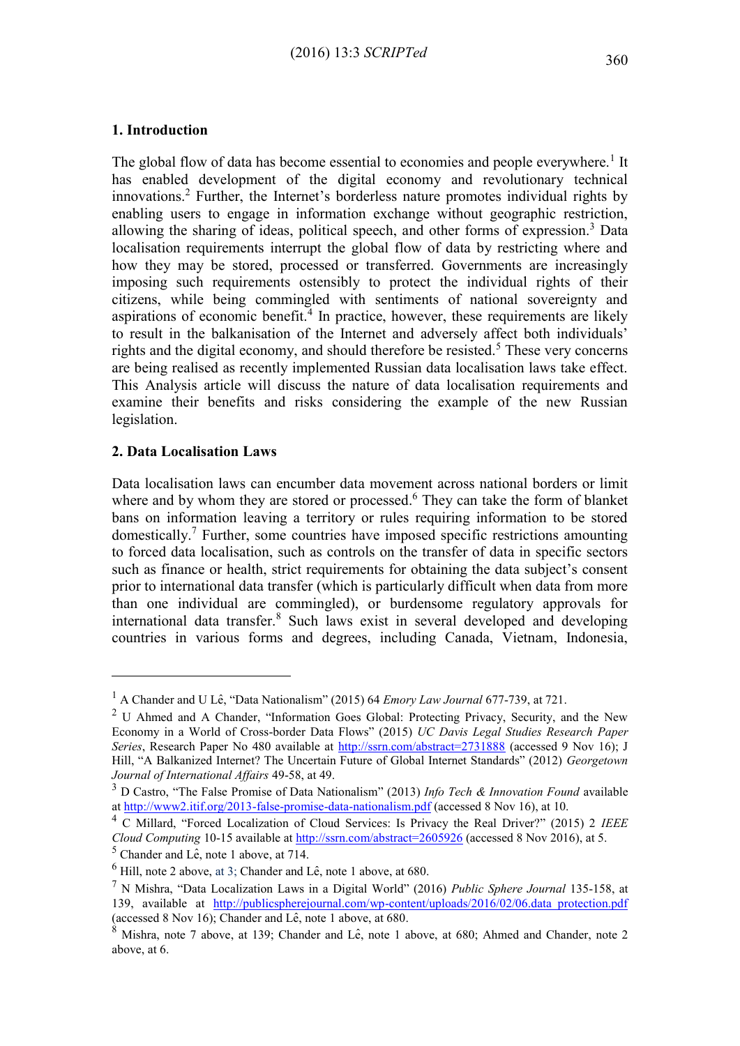## 1. Introduction

The global flow of data has become essential to economies and people everywhere.[1] It has enabled development of the digital economy and revolutionary technical innovations.[2] Further, the Internet's borderless nature promotes individual rights by enabling users to engage in information exchange without geographic restriction, allowing the sharing of ideas, political speech, and other forms of expression.[3] Data localisation requirements interrupt the global flow of data by restricting where and how they may be stored, processed or transferred. Governments are increasingly imposing such requirements ostensibly to protect the individual rights of their citizens, while being commingled with sentiments of national sovereignty and aspirations of economic benefit.[4] In practice, however, these requirements are likely to result in the balkanisation of the Internet and adversely affect both individuals' rights and the digital economy, and should therefore be resisted.[5] These very concerns are being realised as recently implemented Russian data localisation laws take effect. This Analysis article will discuss the nature of data localisation requirements and examine their benefits and risks considering the example of the new Russian legislation.

## 2. Data Localisation Laws

Data localisation laws can encumber data movement across national borders or limit where and by whom they are stored or processed.[6] They can take the form of blanket bans on information leaving a territory or rules requiring information to be stored domestically.[7] Further, some countries have imposed specific restrictions amounting to forced data localisation, such as controls on the transfer of data in specific sectors such as finance or health, strict requirements for obtaining the data subject's consent prior to international data transfer (which is particularly difficult when data from more than one individual are commingled), or burdensome regulatory approvals for international data transfer.[8] Such laws exist in several developed and developing countries in various forms and degrees, including Canada, Vietnam, Indonesia,

---

[1] A Chander and U Lê, "Data Nationalism" (2015) 64 *Emory Law Journal* 677-739, at 721.

[2] U Ahmed and A Chander, "Information Goes Global: Protecting Privacy, Security, and the New Economy in a World of Cross-border Data Flows" (2015) *UC Davis Legal Studies Research Paper Series*, Research Paper No 480 available at http://ssrn.com/abstract=2731888 (accessed 9 Nov 16); J Hill, "A Balkanized Internet? The Uncertain Future of Global Internet Standards" (2012) *Georgetown Journal of International Affairs* 49-58, at 49.

[3] D Castro, "The False Promise of Data Nationalism" (2013) *Info Tech & Innovation Found* available at http://www2.itif.org/2013-false-promise-data-nationalism.pdf (accessed 8 Nov 16), at 10.

[4] C Millard, "Forced Localization of Cloud Services: Is Privacy the Real Driver?" (2015) 2 *IEEE Cloud Computing* 10-15 available at http://ssrn.com/abstract=2605926 (accessed 8 Nov 2016), at 5.

[5] Chander and Lê, note 1 above, at 714.

[6] Hill, note 2 above, at 3; Chander and Lê, note 1 above, at 680.

[7] N Mishra, "Data Localization Laws in a Digital World" (2016) *Public Sphere Journal* 135-158, at 139, available at http://publicspherejournal.com/wp-content/uploads/2016/02/06.data_protection.pdf (accessed 8 Nov 16); Chander and Lê, note 1 above, at 680.

[8] Mishra, note 7 above, at 139; Chander and Lê, note 1 above, at 680; Ahmed and Chander, note 2 above, at 6.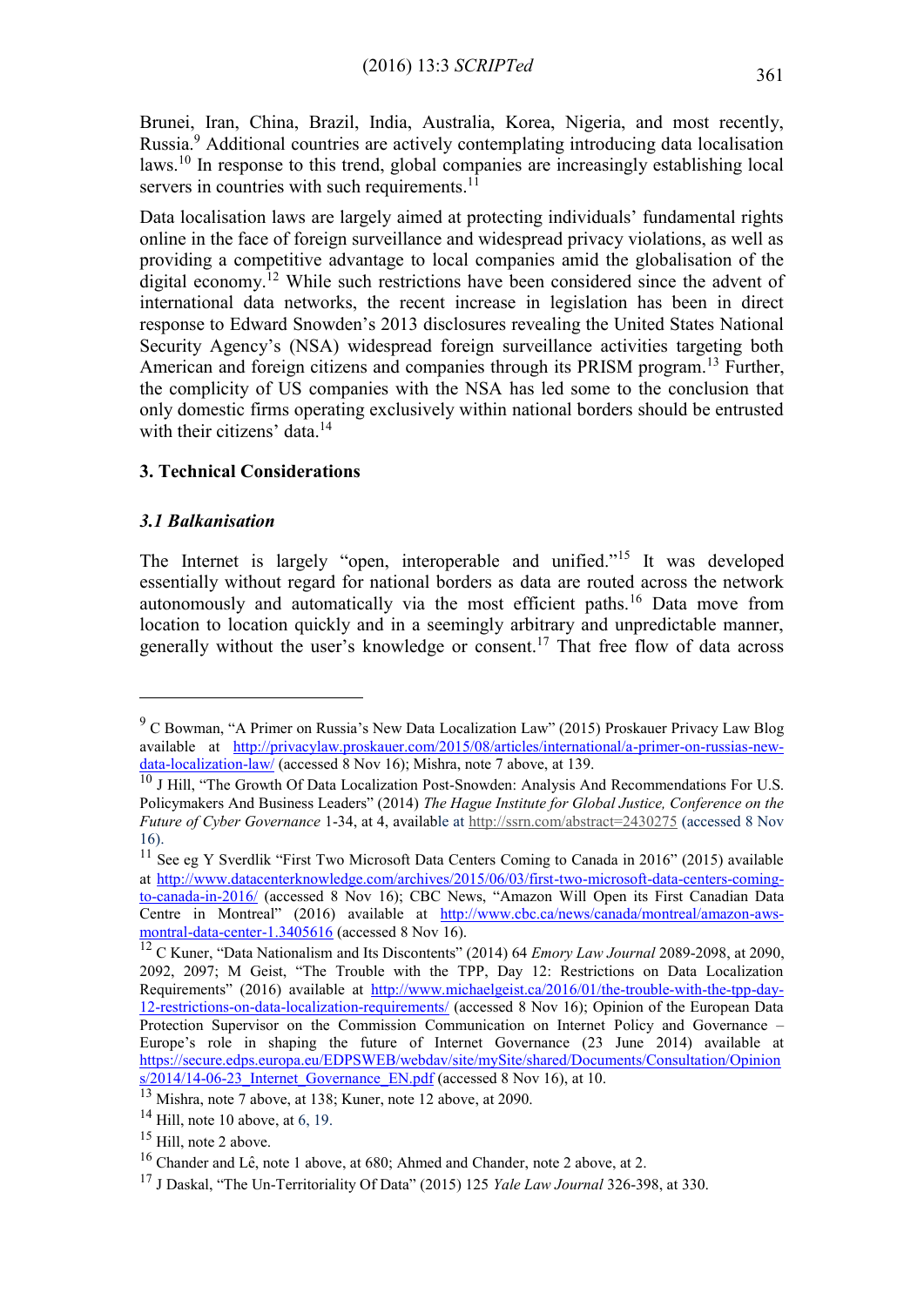Brunei, Iran, China, Brazil, India, Australia, Korea, Nigeria, and most recently, Russia.[9] Additional countries are actively contemplating introducing data localisation laws.[10] In response to this trend, global companies are increasingly establishing local servers in countries with such requirements.[11]

Data localisation laws are largely aimed at protecting individuals' fundamental rights online in the face of foreign surveillance and widespread privacy violations, as well as providing a competitive advantage to local companies amid the globalisation of the digital economy.[12] While such restrictions have been considered since the advent of international data networks, the recent increase in legislation has been in direct response to Edward Snowden's 2013 disclosures revealing the United States National Security Agency's (NSA) widespread foreign surveillance activities targeting both American and foreign citizens and companies through its PRISM program.[13] Further, the complicity of US companies with the NSA has led some to the conclusion that only domestic firms operating exclusively within national borders should be entrusted with their citizens' data.[14]

## 3. Technical Considerations

### *3.1 Balkanisation*

The Internet is largely "open, interoperable and unified."[15] It was developed essentially without regard for national borders as data are routed across the network autonomously and automatically via the most efficient paths.[16] Data move from location to location quickly and in a seemingly arbitrary and unpredictable manner, generally without the user's knowledge or consent.[17] That free flow of data across

---

[9] C Bowman, "A Primer on Russia's New Data Localization Law" (2015) Proskauer Privacy Law Blog available at http://privacylaw.proskauer.com/2015/08/articles/international/a-primer-on-russias-new-data-localization-law/ (accessed 8 Nov 16); Mishra, note 7 above, at 139.

[10] J Hill, "The Growth Of Data Localization Post-Snowden: Analysis And Recommendations For U.S. Policymakers And Business Leaders" (2014) *The Hague Institute for Global Justice, Conference on the Future of Cyber Governance* 1-34, at 4, available at http://ssrn.com/abstract=2430275 (accessed 8 Nov 16).

[11] See eg Y Sverdlik "First Two Microsoft Data Centers Coming to Canada in 2016" (2015) available at http://www.datacenterknowledge.com/archives/2015/06/03/first-two-microsoft-data-centers-coming-to-canada-in-2016/ (accessed 8 Nov 16); CBC News, "Amazon Will Open its First Canadian Data Centre in Montreal" (2016) available at http://www.cbc.ca/news/canada/montreal/amazon-aws-montral-data-center-1.3405616 (accessed 8 Nov 16).

[12] C Kuner, "Data Nationalism and Its Discontents" (2014) 64 *Emory Law Journal* 2089-2098, at 2090, 2092, 2097; M Geist, "The Trouble with the TPP, Day 12: Restrictions on Data Localization Requirements" (2016) available at http://www.michaelgeist.ca/2016/01/the-trouble-with-the-tpp-day-12-restrictions-on-data-localization-requirements/ (accessed 8 Nov 16); Opinion of the European Data Protection Supervisor on the Commission Communication on Internet Policy and Governance – Europe's role in shaping the future of Internet Governance (23 June 2014) available at https://secure.edps.europa.eu/EDPSWEB/webdav/site/mySite/shared/Documents/Consultation/Opinions/2014/14-06-23_Internet_Governance_EN.pdf (accessed 8 Nov 16), at 10.

[13] Mishra, note 7 above, at 138; Kuner, note 12 above, at 2090.

[14] Hill, note 10 above, at 6, 19.

[15] Hill, note 2 above.

[16] Chander and Lê, note 1 above, at 680; Ahmed and Chander, note 2 above, at 2.

[17] J Daskal, "The Un-Territoriality Of Data" (2015) 125 *Yale Law Journal* 326-398, at 330.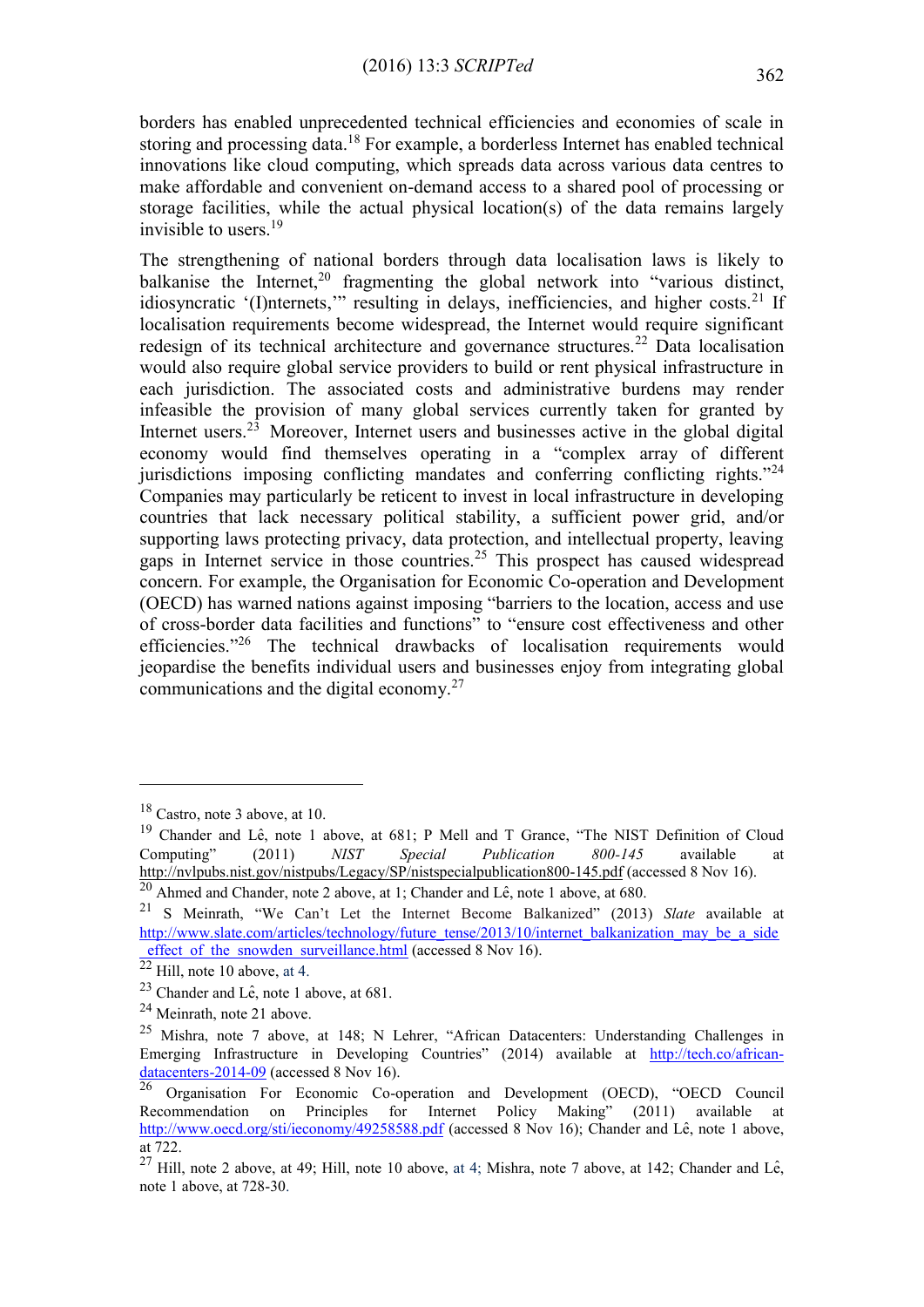borders has enabled unprecedented technical efficiencies and economies of scale in storing and processing data.[18] For example, a borderless Internet has enabled technical innovations like cloud computing, which spreads data across various data centres to make affordable and convenient on-demand access to a shared pool of processing or storage facilities, while the actual physical location(s) of the data remains largely invisible to users.[19]

The strengthening of national borders through data localisation laws is likely to balkanise the Internet,[20] fragmenting the global network into "various distinct, idiosyncratic '(I)nternets,'" resulting in delays, inefficiencies, and higher costs.[21] If localisation requirements become widespread, the Internet would require significant redesign of its technical architecture and governance structures.[22] Data localisation would also require global service providers to build or rent physical infrastructure in each jurisdiction. The associated costs and administrative burdens may render infeasible the provision of many global services currently taken for granted by Internet users.[23] Moreover, Internet users and businesses active in the global digital economy would find themselves operating in a "complex array of different jurisdictions imposing conflicting mandates and conferring conflicting rights."[24] Companies may particularly be reticent to invest in local infrastructure in developing countries that lack necessary political stability, a sufficient power grid, and/or supporting laws protecting privacy, data protection, and intellectual property, leaving gaps in Internet service in those countries.[25] This prospect has caused widespread concern. For example, the Organisation for Economic Co-operation and Development (OECD) has warned nations against imposing "barriers to the location, access and use of cross-border data facilities and functions" to "ensure cost effectiveness and other efficiencies."[26] The technical drawbacks of localisation requirements would jeopardise the benefits individual users and businesses enjoy from integrating global communications and the digital economy.[27]

---

[18] Castro, note 3 above, at 10.

[19] Chander and Lê, note 1 above, at 681; P Mell and T Grance, "The NIST Definition of Cloud Computing" (2011) *NIST Special Publication 800-145* available at http://nvlpubs.nist.gov/nistpubs/Legacy/SP/nistspecialpublication800-145.pdf (accessed 8 Nov 16).

[20] Ahmed and Chander, note 2 above, at 1; Chander and Lê, note 1 above, at 680.

[21] S Meinrath, "We Can't Let the Internet Become Balkanized" (2013) *Slate* available at http://www.slate.com/articles/technology/future_tense/2013/10/internet_balkanization_may_be_a_side_effect_of_the_snowden_surveillance.html (accessed 8 Nov 16).

[22] Hill, note 10 above, at 4.

[23] Chander and Lê, note 1 above, at 681.

[24] Meinrath, note 21 above.

[25] Mishra, note 7 above, at 148; N Lehrer, "African Datacenters: Understanding Challenges in Emerging Infrastructure in Developing Countries" (2014) available at http://tech.co/african-datacenters-2014-09 (accessed 8 Nov 16).

[26] Organisation For Economic Co-operation and Development (OECD), "OECD Council Recommendation on Principles for Internet Policy Making" (2011) available at http://www.oecd.org/sti/ieconomy/49258588.pdf (accessed 8 Nov 16); Chander and Lê, note 1 above, at 722.

[27] Hill, note 2 above, at 49; Hill, note 10 above, at 4; Mishra, note 7 above, at 142; Chander and Lê, note 1 above, at 728-30.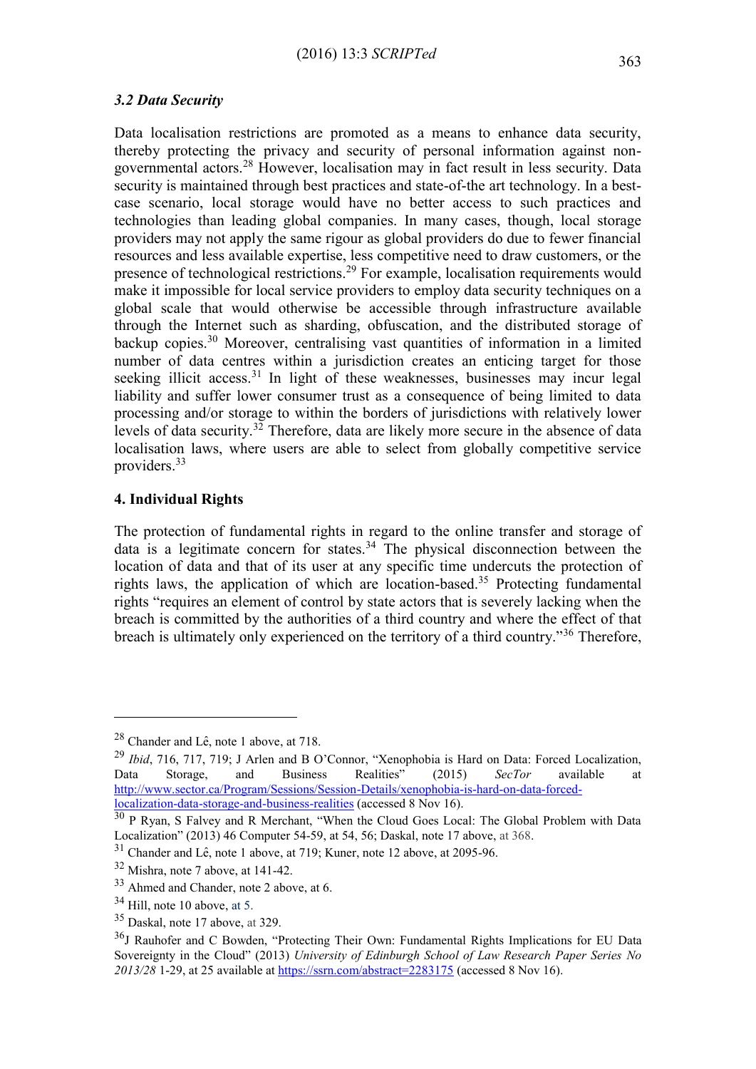### *3.2 Data Security*

Data localisation restrictions are promoted as a means to enhance data security, thereby protecting the privacy and security of personal information against non-governmental actors.[28] However, localisation may in fact result in less security. Data security is maintained through best practices and state-of-the art technology. In a best-case scenario, local storage would have no better access to such practices and technologies than leading global companies. In many cases, though, local storage providers may not apply the same rigour as global providers do due to fewer financial resources and less available expertise, less competitive need to draw customers, or the presence of technological restrictions.[29] For example, localisation requirements would make it impossible for local service providers to employ data security techniques on a global scale that would otherwise be accessible through infrastructure available through the Internet such as sharding, obfuscation, and the distributed storage of backup copies.[30] Moreover, centralising vast quantities of information in a limited number of data centres within a jurisdiction creates an enticing target for those seeking illicit access.[31] In light of these weaknesses, businesses may incur legal liability and suffer lower consumer trust as a consequence of being limited to data processing and/or storage to within the borders of jurisdictions with relatively lower levels of data security.[32] Therefore, data are likely more secure in the absence of data localisation laws, where users are able to select from globally competitive service providers.[33]

## 4. Individual Rights

The protection of fundamental rights in regard to the online transfer and storage of data is a legitimate concern for states.[34] The physical disconnection between the location of data and that of its user at any specific time undercuts the protection of rights laws, the application of which are location-based.[35] Protecting fundamental rights "requires an element of control by state actors that is severely lacking when the breach is committed by the authorities of a third country and where the effect of that breach is ultimately only experienced on the territory of a third country."[36] Therefore,

---

[28] Chander and Lê, note 1 above, at 718.

[29] *Ibid*, 716, 717, 719; J Arlen and B O'Connor, "Xenophobia is Hard on Data: Forced Localization, Data Storage, and Business Realities" (2015) *SecTor* available at http://www.sector.ca/Program/Sessions/Session-Details/xenophobia-is-hard-on-data-forced-localization-data-storage-and-business-realities (accessed 8 Nov 16).

[30] P Ryan, S Falvey and R Merchant, "When the Cloud Goes Local: The Global Problem with Data Localization" (2013) 46 Computer 54-59, at 54, 56; Daskal, note 17 above, at 368.

[31] Chander and Lê, note 1 above, at 719; Kuner, note 12 above, at 2095-96.

[32] Mishra, note 7 above, at 141-42.

[33] Ahmed and Chander, note 2 above, at 6.

[34] Hill, note 10 above, at 5.

[35] Daskal, note 17 above, at 329.

[36] J Rauhofer and C Bowden, "Protecting Their Own: Fundamental Rights Implications for EU Data Sovereignty in the Cloud" (2013) *University of Edinburgh School of Law Research Paper Series No 2013/28* 1-29, at 25 available at https://ssrn.com/abstract=2283175 (accessed 8 Nov 16).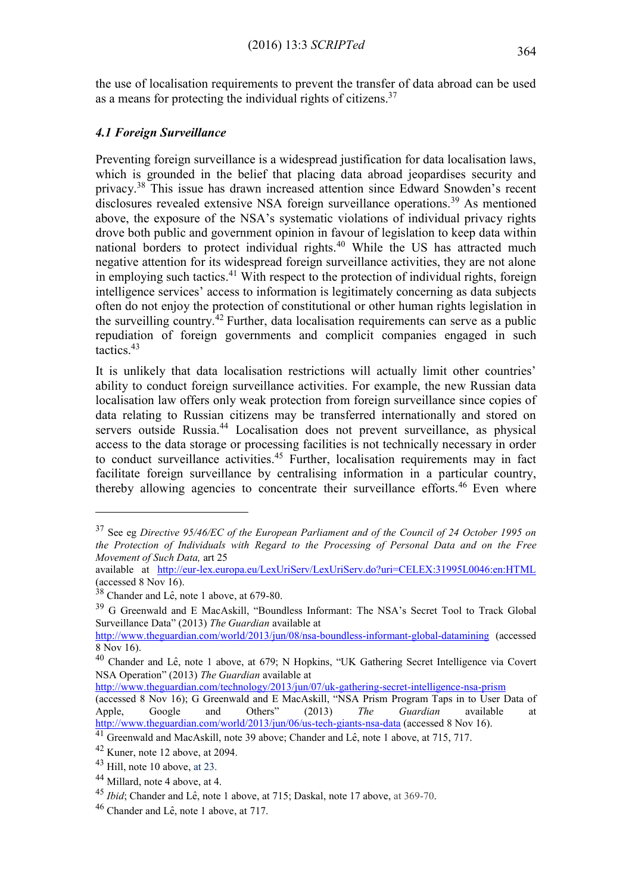the use of localisation requirements to prevent the transfer of data abroad can be used as a means for protecting the individual rights of citizens.[37]

### *4.1 Foreign Surveillance*

Preventing foreign surveillance is a widespread justification for data localisation laws, which is grounded in the belief that placing data abroad jeopardises security and privacy.[38] This issue has drawn increased attention since Edward Snowden's recent disclosures revealed extensive NSA foreign surveillance operations.[39] As mentioned above, the exposure of the NSA's systematic violations of individual privacy rights drove both public and government opinion in favour of legislation to keep data within national borders to protect individual rights.[40] While the US has attracted much negative attention for its widespread foreign surveillance activities, they are not alone in employing such tactics.[41] With respect to the protection of individual rights, foreign intelligence services' access to information is legitimately concerning as data subjects often do not enjoy the protection of constitutional or other human rights legislation in the surveilling country.[42] Further, data localisation requirements can serve as a public repudiation of foreign governments and complicit companies engaged in such tactics.[43]

It is unlikely that data localisation restrictions will actually limit other countries' ability to conduct foreign surveillance activities. For example, the new Russian data localisation law offers only weak protection from foreign surveillance since copies of data relating to Russian citizens may be transferred internationally and stored on servers outside Russia.[44] Localisation does not prevent surveillance, as physical access to the data storage or processing facilities is not technically necessary in order to conduct surveillance activities.[45] Further, localisation requirements may in fact facilitate foreign surveillance by centralising information in a particular country, thereby allowing agencies to concentrate their surveillance efforts.[46] Even where

---

[37] See eg *Directive 95/46/EC of the European Parliament and of the Council of 24 October 1995 on the Protection of Individuals with Regard to the Processing of Personal Data and on the Free Movement of Such Data,* art 25 available at http://eur-lex.europa.eu/LexUriServ/LexUriServ.do?uri=CELEX:31995L0046:en:HTML (accessed 8 Nov 16).

[38] Chander and Lê, note 1 above, at 679-80.

[39] G Greenwald and E MacAskill, "Boundless Informant: The NSA's Secret Tool to Track Global Surveillance Data" (2013) *The Guardian* available at http://www.theguardian.com/world/2013/jun/08/nsa-boundless-informant-global-datamining (accessed 8 Nov 16).

[40] Chander and Lê, note 1 above, at 679; N Hopkins, "UK Gathering Secret Intelligence via Covert NSA Operation" (2013) *The Guardian* available at http://www.theguardian.com/technology/2013/jun/07/uk-gathering-secret-intelligence-nsa-prism (accessed 8 Nov 16); G Greenwald and E MacAskill, "NSA Prism Program Taps in to User Data of Apple, Google and Others" (2013) *The Guardian* available at http://www.theguardian.com/world/2013/jun/06/us-tech-giants-nsa-data (accessed 8 Nov 16).

[41] Greenwald and MacAskill, note 39 above; Chander and Lê, note 1 above, at 715, 717.

[42] Kuner, note 12 above, at 2094.

[43] Hill, note 10 above, at 23.

[44] Millard, note 4 above, at 4.

[45] *Ibid*; Chander and Lê, note 1 above, at 715; Daskal, note 17 above, at 369-70.

[46] Chander and Lê, note 1 above, at 717.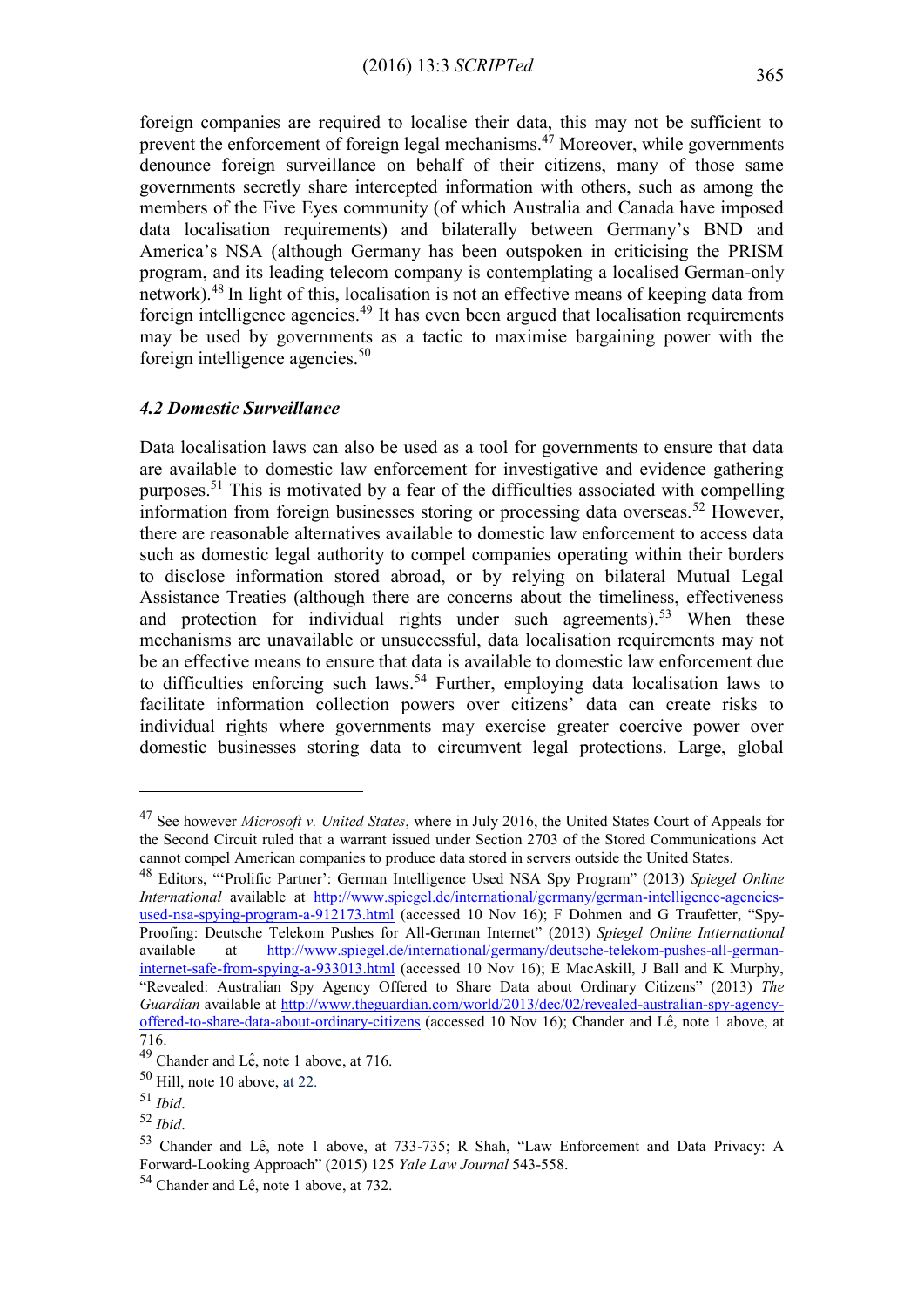foreign companies are required to localise their data, this may not be sufficient to prevent the enforcement of foreign legal mechanisms.[47] Moreover, while governments denounce foreign surveillance on behalf of their citizens, many of those same governments secretly share intercepted information with others, such as among the members of the Five Eyes community (of which Australia and Canada have imposed data localisation requirements) and bilaterally between Germany's BND and America's NSA (although Germany has been outspoken in criticising the PRISM program, and its leading telecom company is contemplating a localised German-only network).[48] In light of this, localisation is not an effective means of keeping data from foreign intelligence agencies.[49] It has even been argued that localisation requirements may be used by governments as a tactic to maximise bargaining power with the foreign intelligence agencies.[50]

### *4.2 Domestic Surveillance*

Data localisation laws can also be used as a tool for governments to ensure that data are available to domestic law enforcement for investigative and evidence gathering purposes.[51] This is motivated by a fear of the difficulties associated with compelling information from foreign businesses storing or processing data overseas.[52] However, there are reasonable alternatives available to domestic law enforcement to access data such as domestic legal authority to compel companies operating within their borders to disclose information stored abroad, or by relying on bilateral Mutual Legal Assistance Treaties (although there are concerns about the timeliness, effectiveness and protection for individual rights under such agreements).[53] When these mechanisms are unavailable or unsuccessful, data localisation requirements may not be an effective means to ensure that data is available to domestic law enforcement due to difficulties enforcing such laws.[54] Further, employing data localisation laws to facilitate information collection powers over citizens' data can create risks to individual rights where governments may exercise greater coercive power over domestic businesses storing data to circumvent legal protections. Large, global

---

[47] See however *Microsoft v. United States*, where in July 2016, the United States Court of Appeals for the Second Circuit ruled that a warrant issued under Section 2703 of the Stored Communications Act cannot compel American companies to produce data stored in servers outside the United States.

[48] Editors, "'Prolific Partner': German Intelligence Used NSA Spy Program" (2013) *Spiegel Online International* available at http://www.spiegel.de/international/germany/german-intelligence-agencies-used-nsa-spying-program-a-912173.html (accessed 10 Nov 16); F Dohmen and G Traufetter, "Spy-Proofing: Deutsche Telekom Pushes for All-German Internet" (2013) *Spiegel Online Internationa*l available at http://www.spiegel.de/international/germany/deutsche-telekom-pushes-all-german-internet-safe-from-spying-a-933013.html (accessed 10 Nov 16); E MacAskill, J Ball and K Murphy, "Revealed: Australian Spy Agency Offered to Share Data about Ordinary Citizens" (2013) *The Guardian* available at http://www.theguardian.com/world/2013/dec/02/revealed-australian-spy-agency-offered-to-share-data-about-ordinary-citizens (accessed 10 Nov 16); Chander and Lê, note 1 above, at 716.

[49] Chander and Lê, note 1 above, at 716.

[50] Hill, note 10 above, at 22.

[51] *Ibid*.

[52] *Ibid*.

[53] Chander and Lê, note 1 above, at 733-735; R Shah, "Law Enforcement and Data Privacy: A Forward-Looking Approach" (2015) 125 *Yale Law Journal* 543-558.

[54] Chander and Lê, note 1 above, at 732.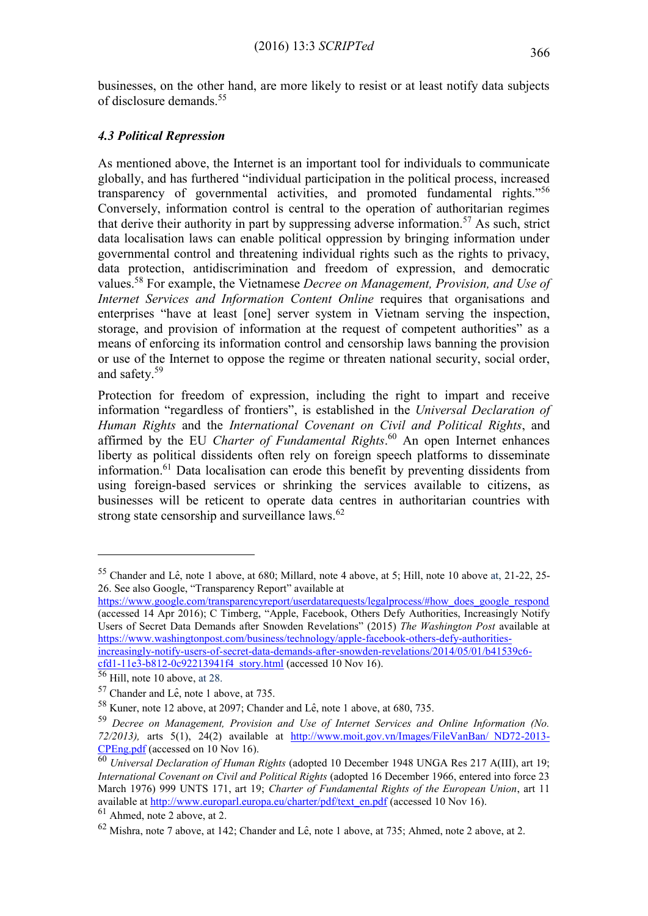businesses, on the other hand, are more likely to resist or at least notify data subjects of disclosure demands.[55]

#### *4.3 Political Repression*

As mentioned above, the Internet is an important tool for individuals to communicate globally, and has furthered "individual participation in the political process, increased transparency of governmental activities, and promoted fundamental rights."[56] Conversely, information control is central to the operation of authoritarian regimes that derive their authority in part by suppressing adverse information.[57] As such, strict data localisation laws can enable political oppression by bringing information under governmental control and threatening individual rights such as the rights to privacy, data protection, antidiscrimination and freedom of expression, and democratic values.[58] For example, the Vietnamese *Decree on Management, Provision, and Use of Internet Services and Information Content Online* requires that organisations and enterprises "have at least [one] server system in Vietnam serving the inspection, storage, and provision of information at the request of competent authorities" as a means of enforcing its information control and censorship laws banning the provision or use of the Internet to oppose the regime or threaten national security, social order, and safety.[59]

Protection for freedom of expression, including the right to impart and receive information "regardless of frontiers", is established in the *Universal Declaration of Human Rights* and the *International Covenant on Civil and Political Rights*, and affirmed by the EU *Charter of Fundamental Rights*.[60] An open Internet enhances liberty as political dissidents often rely on foreign speech platforms to disseminate information.[61] Data localisation can erode this benefit by preventing dissidents from using foreign-based services or shrinking the services available to citizens, as businesses will be reticent to operate data centres in authoritarian countries with strong state censorship and surveillance laws.[62]

---

[55] Chander and Lê, note 1 above, at 680; Millard, note 4 above, at 5; Hill, note 10 above at, 21-22, 25-26. See also Google, "Transparency Report" available at https://www.google.com/transparencyreport/userdatarequests/legalprocess/#how_does_google_respond (accessed 14 Apr 2016); C Timberg, "Apple, Facebook, Others Defy Authorities, Increasingly Notify Users of Secret Data Demands after Snowden Revelations" (2015) *The Washington Post* available at https://www.washingtonpost.com/business/technology/apple-facebook-others-defy-authorities-increasingly-notify-users-of-secret-data-demands-after-snowden-revelations/2014/05/01/b41539c6-cfd1-11e3-b812-0c92213941f4_story.html (accessed 10 Nov 16).

[56] Hill, note 10 above, at 28.

[57] Chander and Lê, note 1 above, at 735.

[58] Kuner, note 12 above, at 2097; Chander and Lê, note 1 above, at 680, 735.

[59] *Decree on Management, Provision and Use of Internet Services and Online Information (No. 72/2013),* arts 5(1), 24(2) available at http://www.moit.gov.vn/Images/FileVanBan/_ND72-2013-CPEng.pdf (accessed on 10 Nov 16).

[60] *Universal Declaration of Human Rights* (adopted 10 December 1948 UNGA Res 217 A(III), art 19; *International Covenant on Civil and Political Rights* (adopted 16 December 1966, entered into force 23 March 1976) 999 UNTS 171, art 19; *Charter of Fundamental Rights of the European Union*, art 11 available at http://www.europarl.europa.eu/charter/pdf/text_en.pdf (accessed 10 Nov 16).

[61] Ahmed, note 2 above, at 2.

[62] Mishra, note 7 above, at 142; Chander and Lê, note 1 above, at 735; Ahmed, note 2 above, at 2.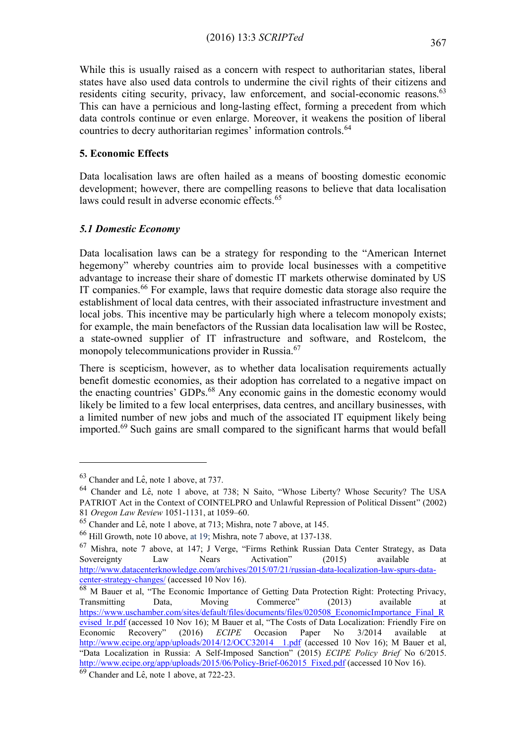While this is usually raised as a concern with respect to authoritarian states, liberal states have also used data controls to undermine the civil rights of their citizens and residents citing security, privacy, law enforcement, and social-economic reasons.[63] This can have a pernicious and long-lasting effect, forming a precedent from which data controls continue or even enlarge. Moreover, it weakens the position of liberal countries to decry authoritarian regimes' information controls.[64]

## 5. Economic Effects

Data localisation laws are often hailed as a means of boosting domestic economic development; however, there are compelling reasons to believe that data localisation laws could result in adverse economic effects.[65]

### *5.1 Domestic Economy*

Data localisation laws can be a strategy for responding to the "American Internet hegemony" whereby countries aim to provide local businesses with a competitive advantage to increase their share of domestic IT markets otherwise dominated by US IT companies.[66] For example, laws that require domestic data storage also require the establishment of local data centres, with their associated infrastructure investment and local jobs. This incentive may be particularly high where a telecom monopoly exists; for example, the main benefactors of the Russian data localisation law will be Rostec, a state-owned supplier of IT infrastructure and software, and Rostelcom, the monopoly telecommunications provider in Russia.[67]

There is scepticism, however, as to whether data localisation requirements actually benefit domestic economies, as their adoption has correlated to a negative impact on the enacting countries' GDPs.[68] Any economic gains in the domestic economy would likely be limited to a few local enterprises, data centres, and ancillary businesses, with a limited number of new jobs and much of the associated IT equipment likely being imported.[69] Such gains are small compared to the significant harms that would befall

---

[63] Chander and Lê, note 1 above, at 737.

[64] Chander and Lê, note 1 above, at 738; N Saito, "Whose Liberty? Whose Security? The USA PATRIOT Act in the Context of COINTELPRO and Unlawful Repression of Political Dissent" (2002) 81 *Oregon Law Review* 1051-1131, at 1059–60.

[65] Chander and Lê, note 1 above, at 713; Mishra, note 7 above, at 145.

[66] Hill Growth, note 10 above, at 19; Mishra, note 7 above, at 137-138.

[67] Mishra, note 7 above, at 147; J Verge, "Firms Rethink Russian Data Center Strategy, as Data Sovereignty Law Nears Activation" (2015) available at http://www.datacenterknowledge.com/archives/2015/07/21/russian-data-localization-law-spurs-data-center-strategy-changes/ (accessed 10 Nov 16).

[68] M Bauer et al, "The Economic Importance of Getting Data Protection Right: Protecting Privacy, Transmitting Data, Moving Commerce" (2013) available at https://www.uschamber.com/sites/default/files/documents/files/020508_EconomicImportance_Final_Revised_lr.pdf (accessed 10 Nov 16); M Bauer et al, "The Costs of Data Localization: Friendly Fire on Economic Recovery" (2016) *ECIPE* Occasion Paper No 3/2014 available at http://www.ecipe.org/app/uploads/2014/12/OCC32014__1.pdf (accessed 10 Nov 16); M Bauer et al, "Data Localization in Russia: A Self-Imposed Sanction" (2015) *ECIPE Policy Brief* No 6/2015. http://www.ecipe.org/app/uploads/2015/06/Policy-Brief-062015_Fixed.pdf (accessed 10 Nov 16).

[69] Chander and Lê, note 1 above, at 722-23.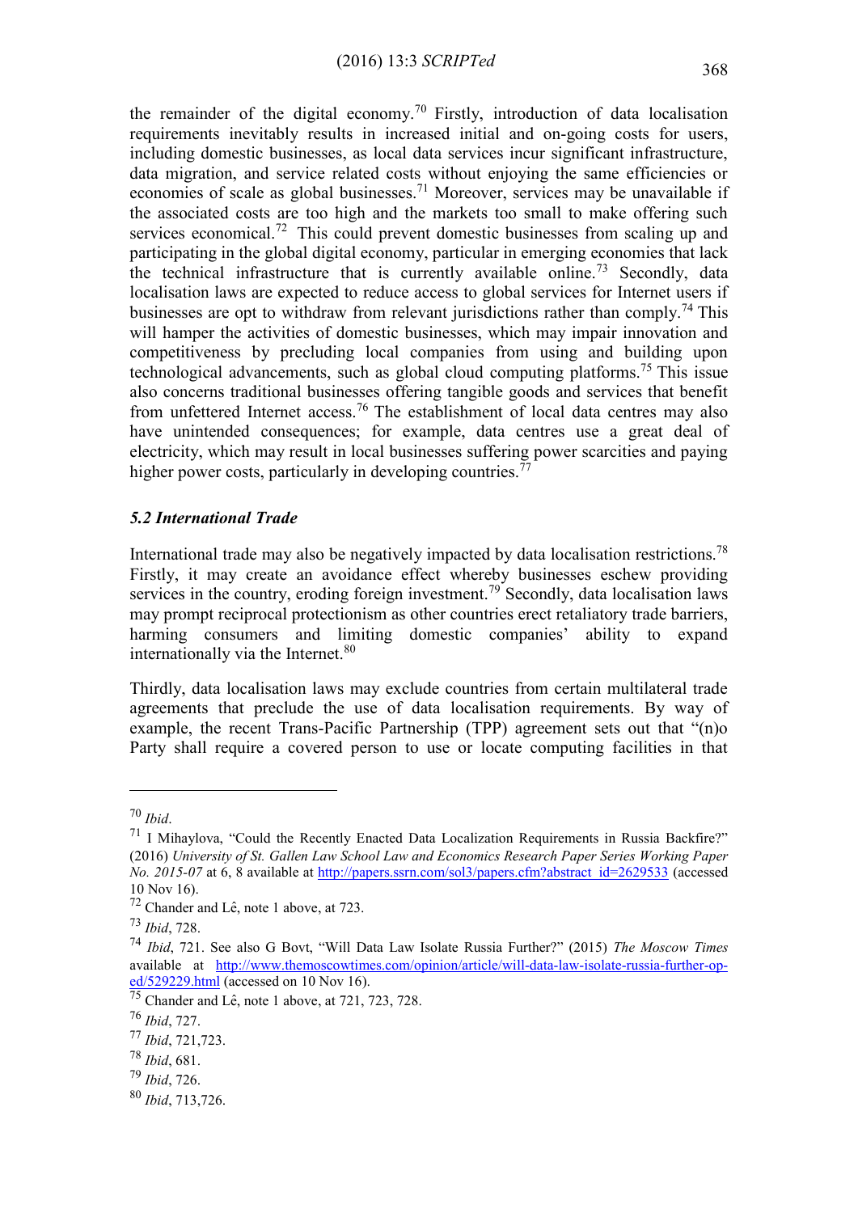the remainder of the digital economy.[70] Firstly, introduction of data localisation requirements inevitably results in increased initial and on-going costs for users, including domestic businesses, as local data services incur significant infrastructure, data migration, and service related costs without enjoying the same efficiencies or economies of scale as global businesses.[71] Moreover, services may be unavailable if the associated costs are too high and the markets too small to make offering such services economical.[72] This could prevent domestic businesses from scaling up and participating in the global digital economy, particular in emerging economies that lack the technical infrastructure that is currently available online.[73] Secondly, data localisation laws are expected to reduce access to global services for Internet users if businesses are opt to withdraw from relevant jurisdictions rather than comply.[74] This will hamper the activities of domestic businesses, which may impair innovation and competitiveness by precluding local companies from using and building upon technological advancements, such as global cloud computing platforms.[75] This issue also concerns traditional businesses offering tangible goods and services that benefit from unfettered Internet access.[76] The establishment of local data centres may also have unintended consequences; for example, data centres use a great deal of electricity, which may result in local businesses suffering power scarcities and paying higher power costs, particularly in developing countries.[77]

### *5.2 International Trade*

International trade may also be negatively impacted by data localisation restrictions.[78] Firstly, it may create an avoidance effect whereby businesses eschew providing services in the country, eroding foreign investment.[79] Secondly, data localisation laws may prompt reciprocal protectionism as other countries erect retaliatory trade barriers, harming consumers and limiting domestic companies' ability to expand internationally via the Internet.[80]

Thirdly, data localisation laws may exclude countries from certain multilateral trade agreements that preclude the use of data localisation requirements. By way of example, the recent Trans-Pacific Partnership (TPP) agreement sets out that "(n)o Party shall require a covered person to use or locate computing facilities in that

---

[70] *Ibid*.

[71] I Mihaylova, "Could the Recently Enacted Data Localization Requirements in Russia Backfire?" (2016) *University of St. Gallen Law School Law and Economics Research Paper Series Working Paper No. 2015-07* at 6, 8 available at http://papers.ssrn.com/sol3/papers.cfm?abstract_id=2629533 (accessed 10 Nov 16).

[72] Chander and Lê, note 1 above, at 723.

[73] *Ibid*, 728.

[74] *Ibid*, 721. See also G Bovt, "Will Data Law Isolate Russia Further?" (2015) *The Moscow Times* available at http://www.themoscowtimes.com/opinion/article/will-data-law-isolate-russia-further-op-ed/529229.html (accessed on 10 Nov 16).

[75] Chander and Lê, note 1 above, at 721, 723, 728.

[76] *Ibid*, 727.

[77] *Ibid*, 721,723.

[78] *Ibid*, 681.

[79] *Ibid*, 726.

[80] *Ibid*, 713,726.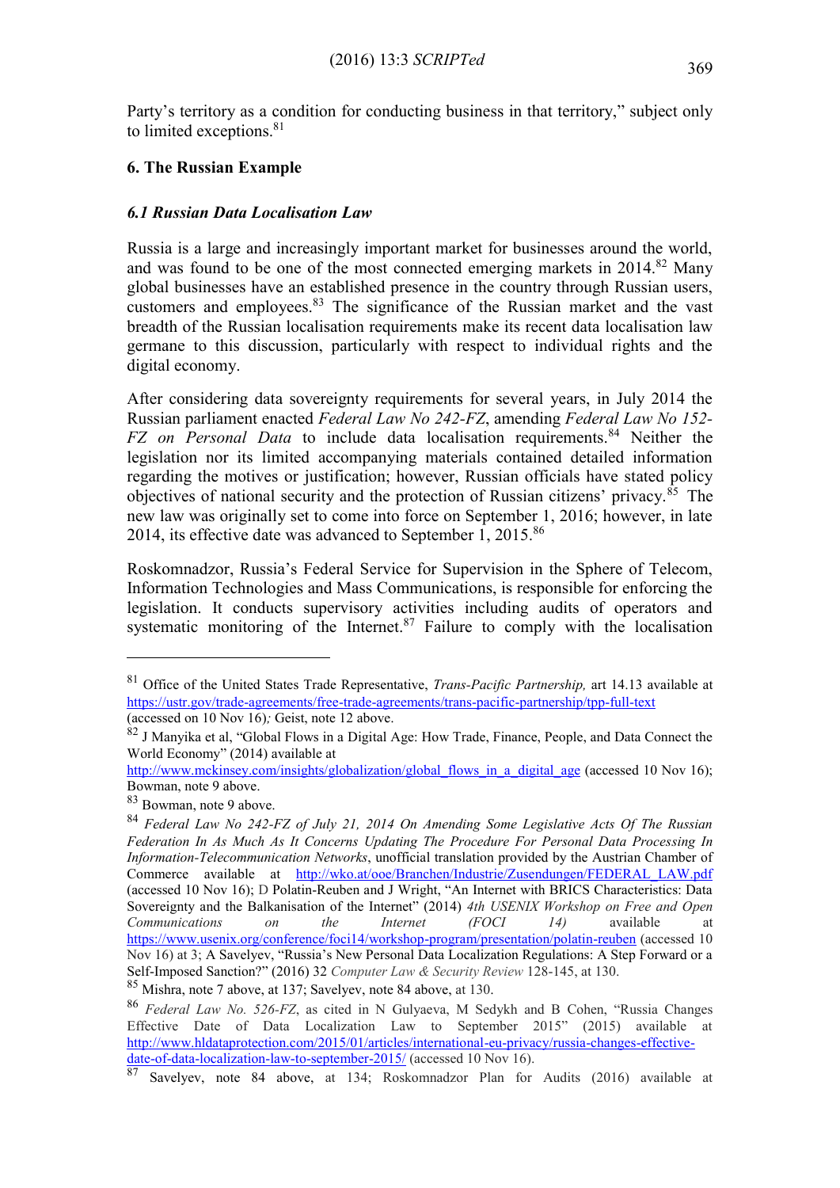Party's territory as a condition for conducting business in that territory," subject only to limited exceptions.[81]

## 6. The Russian Example

### *6.1 Russian Data Localisation Law*

Russia is a large and increasingly important market for businesses around the world, and was found to be one of the most connected emerging markets in 2014.[82] Many global businesses have an established presence in the country through Russian users, customers and employees.[83] The significance of the Russian market and the vast breadth of the Russian localisation requirements make its recent data localisation law germane to this discussion, particularly with respect to individual rights and the digital economy.

After considering data sovereignty requirements for several years, in July 2014 the Russian parliament enacted *Federal Law No 242-FZ*, amending *Federal Law No 152-FZ on Personal Data* to include data localisation requirements.[84] Neither the legislation nor its limited accompanying materials contained detailed information regarding the motives or justification; however, Russian officials have stated policy objectives of national security and the protection of Russian citizens' privacy.[85] The new law was originally set to come into force on September 1, 2016; however, in late 2014, its effective date was advanced to September 1, 2015.[86]

Roskomnadzor, Russia's Federal Service for Supervision in the Sphere of Telecom, Information Technologies and Mass Communications, is responsible for enforcing the legislation. It conducts supervisory activities including audits of operators and systematic monitoring of the Internet.[87] Failure to comply with the localisation

---

[81] Office of the United States Trade Representative, *Trans-Pacific Partnership,* art 14.13 available at https://ustr.gov/trade-agreements/free-trade-agreements/trans-pacific-partnership/tpp-full-text (accessed on 10 Nov 16)*;* Geist, note 12 above.

[82] J Manyika et al, "Global Flows in a Digital Age: How Trade, Finance, People, and Data Connect the World Economy" (2014) available at http://www.mckinsey.com/insights/globalization/global_flows_in_a_digital_age (accessed 10 Nov 16); Bowman, note 9 above.

[83] Bowman, note 9 above.

[84] *Federal Law No 242-FZ of July 21, 2014 On Amending Some Legislative Acts Of The Russian Federation In As Much As It Concerns Updating The Procedure For Personal Data Processing In Information-Telecommunication Networks*, unofficial translation provided by the Austrian Chamber of Commerce available at http://wko.at/ooe/Branchen/Industrie/Zusendungen/FEDERAL_LAW.pdf (accessed 10 Nov 16); D Polatin-Reuben and J Wright, "An Internet with BRICS Characteristics: Data Sovereignty and the Balkanisation of the Internet" (2014) *4th USENIX Workshop on Free and Open Communications on the Internet (FOCI 14)* available at https://www.usenix.org/conference/foci14/workshop-program/presentation/polatin-reuben (accessed 10 Nov 16) at 3; A Savelyev, "Russia's New Personal Data Localization Regulations: A Step Forward or a Self-Imposed Sanction?" (2016) 32 *Computer Law & Security Review* 128-145, at 130.

[85] Mishra, note 7 above, at 137; Savelyev, note 84 above, at 130.

[86] *Federal Law No. 526-FZ*, as cited in N Gulyaeva, M Sedykh and B Cohen, "Russia Changes Effective Date of Data Localization Law to September 2015" (2015) available at http://www.hldataprotection.com/2015/01/articles/international-eu-privacy/russia-changes-effective-date-of-data-localization-law-to-september-2015/ (accessed 10 Nov 16).

[87] Savelyev, note 84 above, at 134; Roskomnadzor Plan for Audits (2016) available at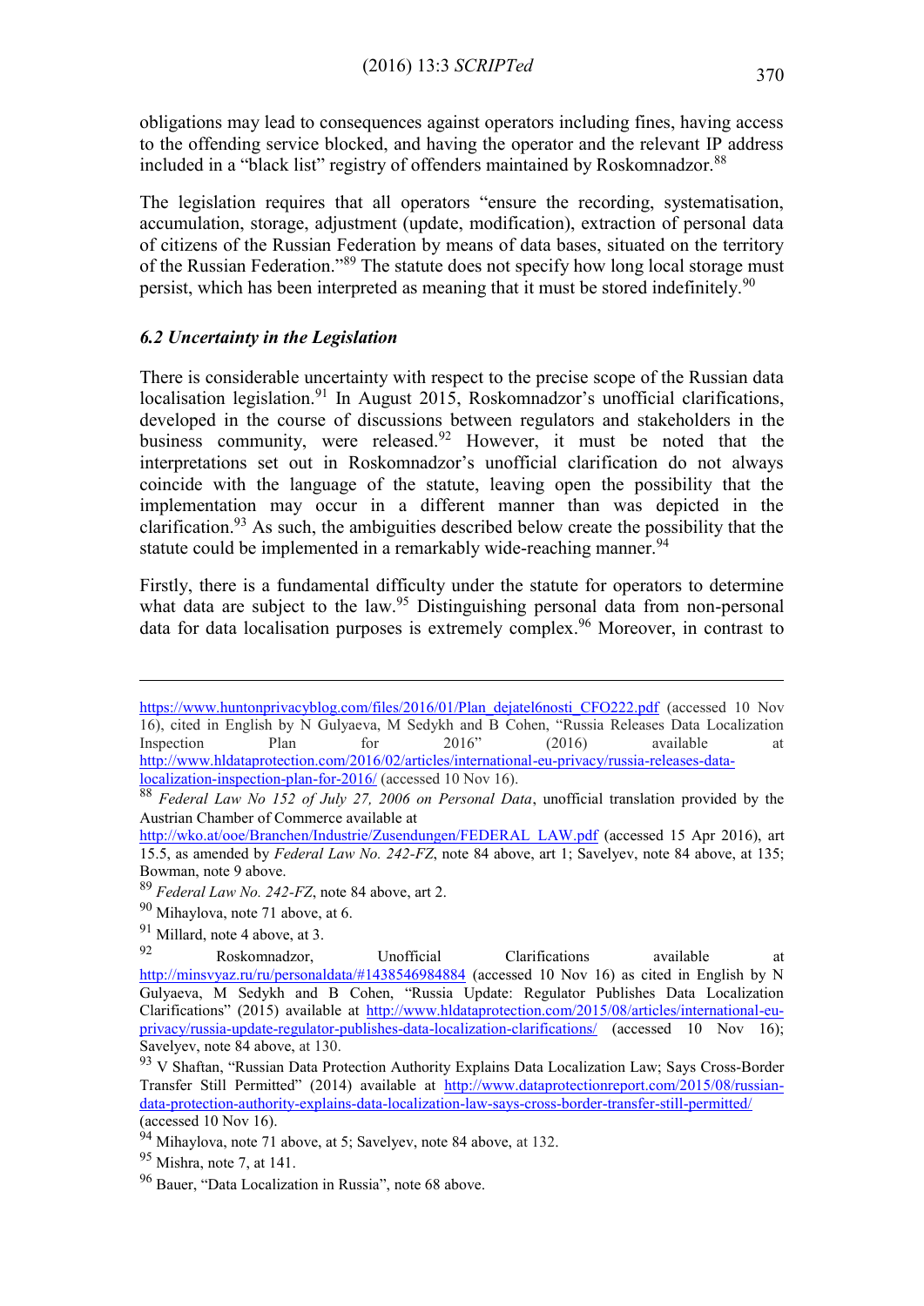obligations may lead to consequences against operators including fines, having access to the offending service blocked, and having the operator and the relevant IP address included in a "black list" registry of offenders maintained by Roskomnadzor.[88]

The legislation requires that all operators "ensure the recording, systematisation, accumulation, storage, adjustment (update, modification), extraction of personal data of citizens of the Russian Federation by means of data bases, situated on the territory of the Russian Federation."[89] The statute does not specify how long local storage must persist, which has been interpreted as meaning that it must be stored indefinitely.[90]

### *6.2 Uncertainty in the Legislation*

There is considerable uncertainty with respect to the precise scope of the Russian data localisation legislation.[91] In August 2015, Roskomnadzor's unofficial clarifications, developed in the course of discussions between regulators and stakeholders in the business community, were released.[92] However, it must be noted that the interpretations set out in Roskomnadzor's unofficial clarification do not always coincide with the language of the statute, leaving open the possibility that the implementation may occur in a different manner than was depicted in the clarification.[93] As such, the ambiguities described below create the possibility that the statute could be implemented in a remarkably wide-reaching manner.[94]

Firstly, there is a fundamental difficulty under the statute for operators to determine what data are subject to the law.[95] Distinguishing personal data from non-personal data for data localisation purposes is extremely complex.[96] Moreover, in contrast to

---

https://www.huntonprivacyblog.com/files/2016/01/Plan_dejatel6nosti_CFO222.pdf (accessed 10 Nov 16), cited in English by N Gulyaeva, M Sedykh and B Cohen, "Russia Releases Data Localization Inspection Plan for 2016" (2016) available at http://www.hldataprotection.com/2016/02/articles/international-eu-privacy/russia-releases-data-localization-inspection-plan-for-2016/ (accessed 10 Nov 16).

[88] *Federal Law No 152 of July 27, 2006 on Personal Data*, unofficial translation provided by the Austrian Chamber of Commerce available at http://wko.at/ooe/Branchen/Industrie/Zusendungen/FEDERAL_LAW.pdf (accessed 15 Apr 2016), art 15.5, as amended by *Federal Law No. 242-FZ*, note 84 above, art 1; Savelyev, note 84 above, at 135; Bowman, note 9 above.

[89] *Federal Law No. 242-FZ*, note 84 above, art 2.

[90] Mihaylova, note 71 above, at 6.

[91] Millard, note 4 above, at 3.

[92] Roskomnadzor, Unofficial Clarifications available at http://minsvyaz.ru/ru/personaldata/#1438546984884 (accessed 10 Nov 16) as cited in English by N Gulyaeva, M Sedykh and B Cohen, "Russia Update: Regulator Publishes Data Localization Clarifications" (2015) available at http://www.hldataprotection.com/2015/08/articles/international-eu-privacy/russia-update-regulator-publishes-data-localization-clarifications/ (accessed 10 Nov 16); Savelyev, note 84 above, at 130.

[93] V Shaftan, "Russian Data Protection Authority Explains Data Localization Law; Says Cross-Border Transfer Still Permitted" (2014) available at http://www.dataprotectionreport.com/2015/08/russian-data-protection-authority-explains-data-localization-law-says-cross-border-transfer-still-permitted/ (accessed 10 Nov 16).

[94] Mihaylova, note 71 above, at 5; Savelyev, note 84 above, at 132.

[95] Mishra, note 7, at 141.

[96] Bauer, "Data Localization in Russia", note 68 above.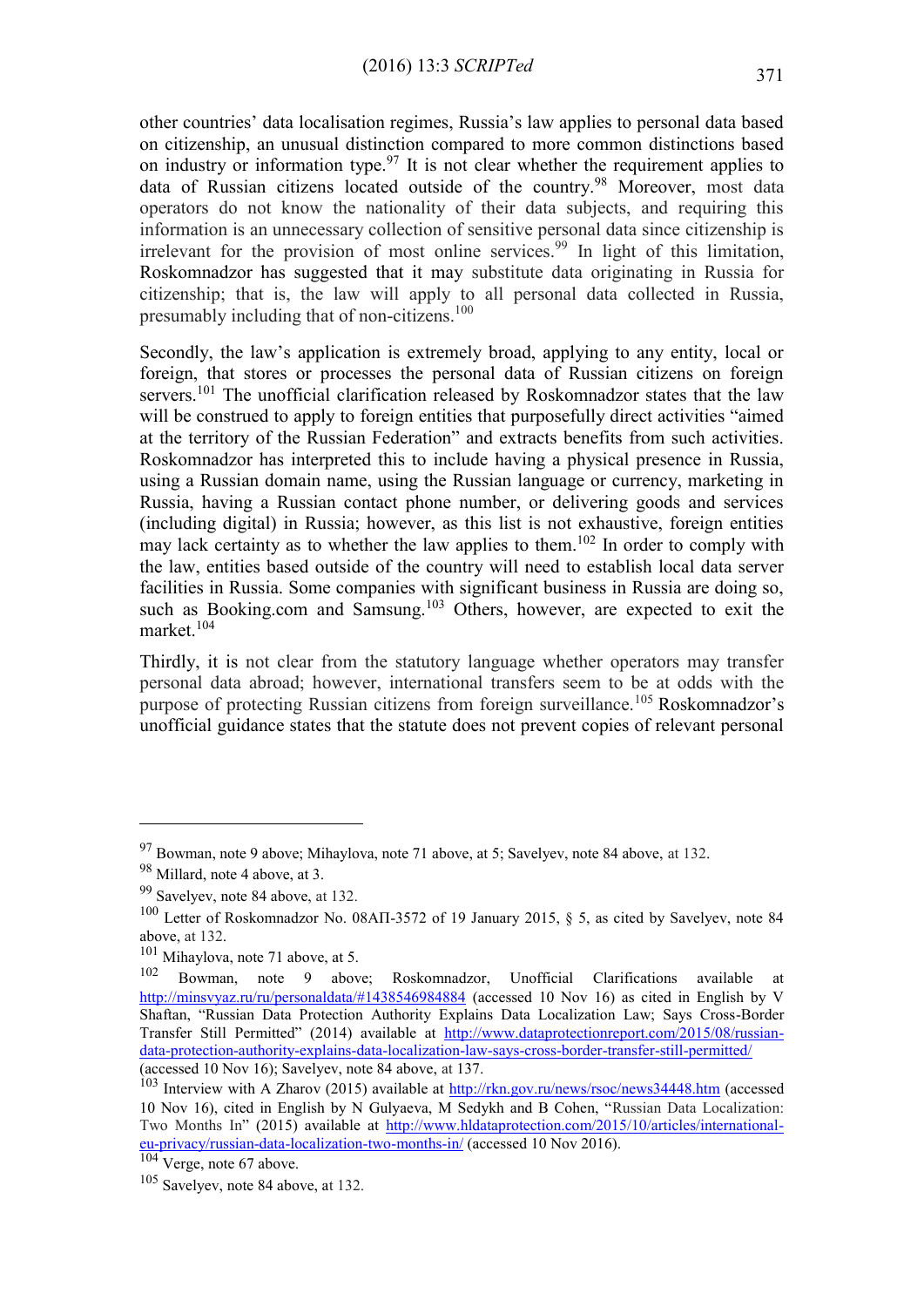other countries' data localisation regimes, Russia's law applies to personal data based on citizenship, an unusual distinction compared to more common distinctions based on industry or information type.[97] It is not clear whether the requirement applies to data of Russian citizens located outside of the country.[98] Moreover, most data operators do not know the nationality of their data subjects, and requiring this information is an unnecessary collection of sensitive personal data since citizenship is irrelevant for the provision of most online services.[99] In light of this limitation, Roskomnadzor has suggested that it may substitute data originating in Russia for citizenship; that is, the law will apply to all personal data collected in Russia, presumably including that of non-citizens.[100]

Secondly, the law's application is extremely broad, applying to any entity, local or foreign, that stores or processes the personal data of Russian citizens on foreign servers.[101] The unofficial clarification released by Roskomnadzor states that the law will be construed to apply to foreign entities that purposefully direct activities "aimed at the territory of the Russian Federation" and extracts benefits from such activities. Roskomnadzor has interpreted this to include having a physical presence in Russia, using a Russian domain name, using the Russian language or currency, marketing in Russia, having a Russian contact phone number, or delivering goods and services (including digital) in Russia; however, as this list is not exhaustive, foreign entities may lack certainty as to whether the law applies to them.[102] In order to comply with the law, entities based outside of the country will need to establish local data server facilities in Russia. Some companies with significant business in Russia are doing so, such as Booking.com and Samsung.[103] Others, however, are expected to exit the market.[104]

Thirdly, it is not clear from the statutory language whether operators may transfer personal data abroad; however, international transfers seem to be at odds with the purpose of protecting Russian citizens from foreign surveillance.[105] Roskomnadzor's unofficial guidance states that the statute does not prevent copies of relevant personal

---

[97] Bowman, note 9 above; Mihaylova, note 71 above, at 5; Savelyev, note 84 above, at 132.

[98] Millard, note 4 above, at 3.

[99] Savelyev, note 84 above, at 132.

[100] Letter of Roskomnadzor No. 08АП-3572 of 19 January 2015, § 5, as cited by Savelyev, note 84 above, at 132.

[101] Mihaylova, note 71 above, at 5.

[102] Bowman, note 9 above; Roskomnadzor, Unofficial Clarifications available at http://minsvyaz.ru/ru/personaldata/#1438546984884 (accessed 10 Nov 16) as cited in English by V Shaftan, "Russian Data Protection Authority Explains Data Localization Law; Says Cross-Border Transfer Still Permitted" (2014) available at http://www.dataprotectionreport.com/2015/08/russian-data-protection-authority-explains-data-localization-law-says-cross-border-transfer-still-permitted/ (accessed 10 Nov 16); Savelyev, note 84 above, at 137.

[103] Interview with A Zharov (2015) available at http://rkn.gov.ru/news/rsoc/news34448.htm (accessed 10 Nov 16), cited in English by N Gulyaeva, M Sedykh and B Cohen, "Russian Data Localization: Two Months In" (2015) available at http://www.hldataprotection.com/2015/10/articles/international-eu-privacy/russian-data-localization-two-months-in/ (accessed 10 Nov 2016).

[104] Verge, note 67 above.

[105] Savelyev, note 84 above, at 132.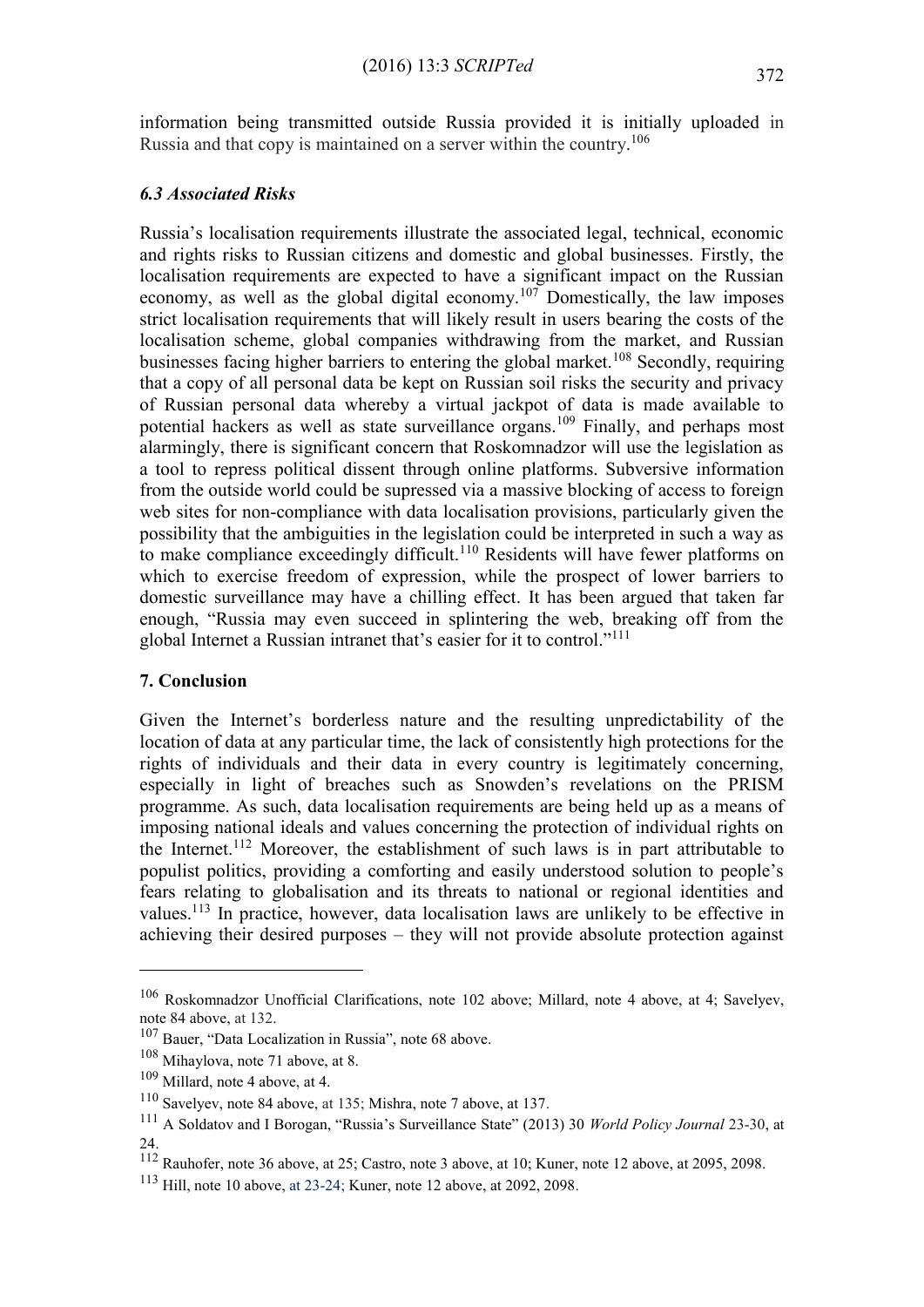information being transmitted outside Russia provided it is initially uploaded in Russia and that copy is maintained on a server within the country.[106]

### *6.3 Associated Risks*

Russia's localisation requirements illustrate the associated legal, technical, economic and rights risks to Russian citizens and domestic and global businesses. Firstly, the localisation requirements are expected to have a significant impact on the Russian economy, as well as the global digital economy.[107] Domestically, the law imposes strict localisation requirements that will likely result in users bearing the costs of the localisation scheme, global companies withdrawing from the market, and Russian businesses facing higher barriers to entering the global market.[108] Secondly, requiring that a copy of all personal data be kept on Russian soil risks the security and privacy of Russian personal data whereby a virtual jackpot of data is made available to potential hackers as well as state surveillance organs.[109] Finally, and perhaps most alarmingly, there is significant concern that Roskomnadzor will use the legislation as a tool to repress political dissent through online platforms. Subversive information from the outside world could be supressed via a massive blocking of access to foreign web sites for non-compliance with data localisation provisions, particularly given the possibility that the ambiguities in the legislation could be interpreted in such a way as to make compliance exceedingly difficult.[110] Residents will have fewer platforms on which to exercise freedom of expression, while the prospect of lower barriers to domestic surveillance may have a chilling effect. It has been argued that taken far enough, "Russia may even succeed in splintering the web, breaking off from the global Internet a Russian intranet that's easier for it to control."[111]

## 7. Conclusion

Given the Internet's borderless nature and the resulting unpredictability of the location of data at any particular time, the lack of consistently high protections for the rights of individuals and their data in every country is legitimately concerning, especially in light of breaches such as Snowden's revelations on the PRISM programme. As such, data localisation requirements are being held up as a means of imposing national ideals and values concerning the protection of individual rights on the Internet.[112] Moreover, the establishment of such laws is in part attributable to populist politics, providing a comforting and easily understood solution to people's fears relating to globalisation and its threats to national or regional identities and values.[113] In practice, however, data localisation laws are unlikely to be effective in achieving their desired purposes – they will not provide absolute protection against

---

[106] Roskomnadzor Unofficial Clarifications, note 102 above; Millard, note 4 above, at 4; Savelyev, note 84 above, at 132.

[107] Bauer, "Data Localization in Russia", note 68 above.

[108] Mihaylova, note 71 above, at 8.

[109] Millard, note 4 above, at 4.

[110] Savelyev, note 84 above, at 135; Mishra, note 7 above, at 137.

[111] A Soldatov and I Borogan, "Russia's Surveillance State" (2013) 30 *World Policy Journal* 23-30, at 24.

[112] Rauhofer, note 36 above, at 25; Castro, note 3 above, at 10; Kuner, note 12 above, at 2095, 2098.

[113] Hill, note 10 above, at 23-24; Kuner, note 12 above, at 2092, 2098.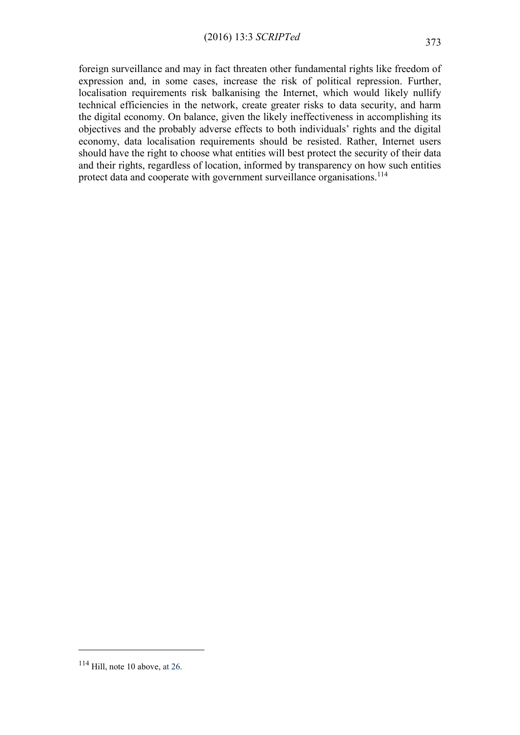foreign surveillance and may in fact threaten other fundamental rights like freedom of expression and, in some cases, increase the risk of political repression. Further, localisation requirements risk balkanising the Internet, which would likely nullify technical efficiencies in the network, create greater risks to data security, and harm the digital economy. On balance, given the likely ineffectiveness in accomplishing its objectives and the probably adverse effects to both individuals' rights and the digital economy, data localisation requirements should be resisted. Rather, Internet users should have the right to choose what entities will best protect the security of their data and their rights, regardless of location, informed by transparency on how such entities protect data and cooperate with government surveillance organisations.[114]

---

[114] Hill, note 10 above, at 26.